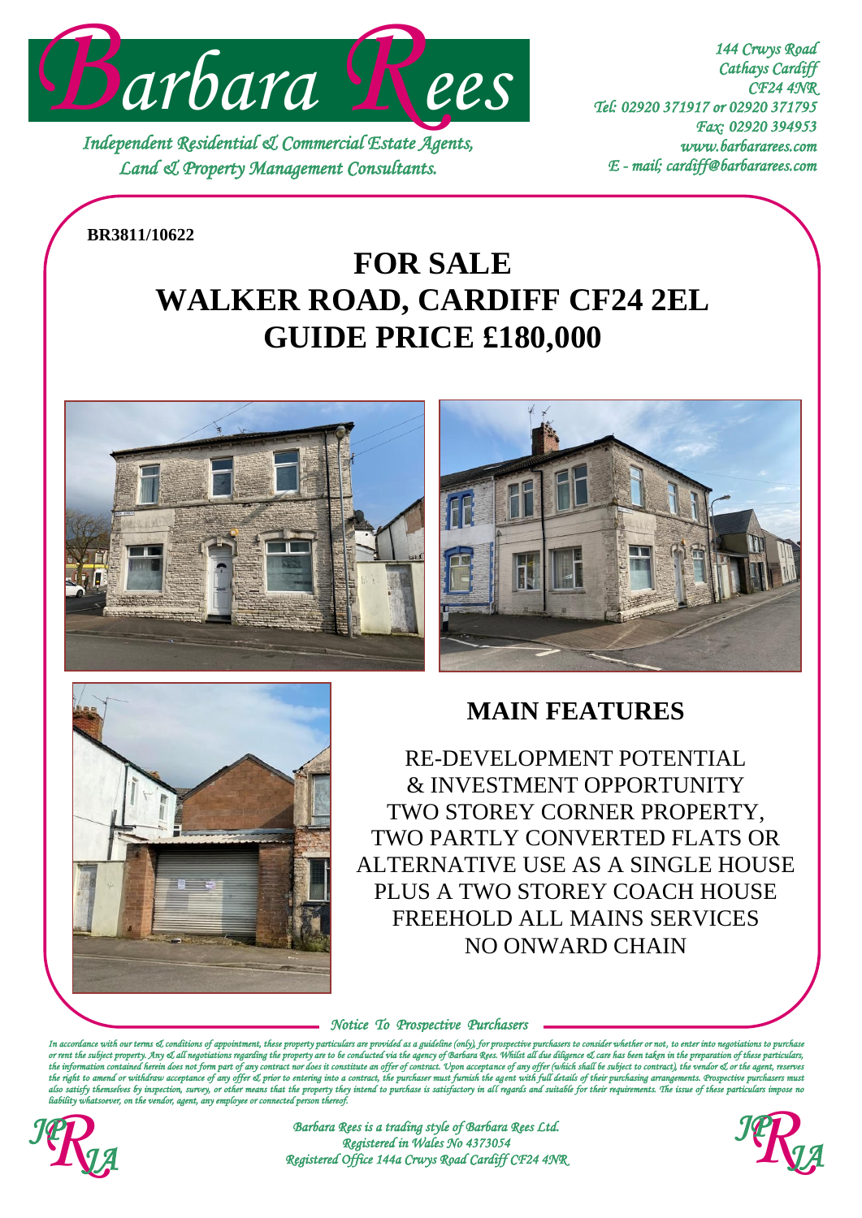# Barbara Rees

*Independent Residential & Commercial Estate Agents,*
*Land & Property Management Consultants.*

*144 Crwys Road*
*Cathays Cardiff*
*CF24 4NR*
*Tel: 02920 371917 or 02920 371795*
*Fax: 02920 394953*
*www.barbararees.com*
*E - mail; cardiff@barbararees.com*

**BR3811/10622**

# FOR SALE
# WALKER ROAD, CARDIFF CF24 2EL
# GUIDE PRICE £180,000

## MAIN FEATURES

RE-DEVELOPMENT POTENTIAL
& INVESTMENT OPPORTUNITY
TWO STOREY CORNER PROPERTY,
TWO PARTLY CONVERTED FLATS OR
ALTERNATIVE USE AS A SINGLE HOUSE
PLUS A TWO STOREY COACH HOUSE
FREEHOLD ALL MAINS SERVICES
NO ONWARD CHAIN

*Notice To Prospective Purchasers*

*In accordance with our terms & conditions of appointment, these property particulars are provided as a guideline (only), for prospective purchasers to consider whether or not, to enter into negotiations to purchase or rent the subject property. Any & all negotiations regarding the property are to be conducted via the agency of Barbara Rees. Whilst all due diligence & care has been taken in the preparation of these particulars, the information contained herein does not form part of any contract nor does it constitute an offer of contract. Upon acceptance of any offer (which shall be subject to contract), the vendor & or the agent, reserves the right to amend or withdraw acceptance of any offer & prior to entering into a contract, the purchaser must furnish the agent with full details of their purchasing arrangements. Prospective purchasers must also satisfy themselves by inspection, survey, or other means that the property they intend to purchase is satisfactory in all regards and suitable for their requirements. The issue of these particulars impose no liability whatsoever, on the vendor, agent, any employee or connected person thereof.*

*Barbara Rees is a trading style of Barbara Rees Ltd.*
*Registered in Wales No 4373054*
*Registered Office 144a Crwys Road Cardiff CF24 4NR*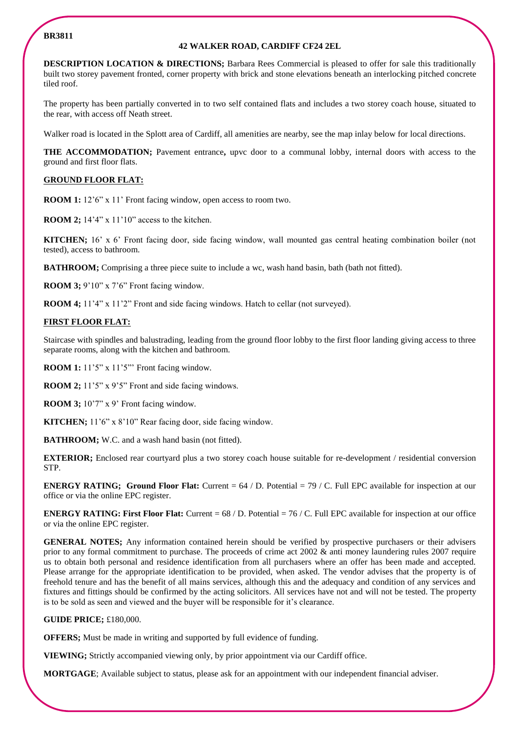**BR3811**

**42 WALKER ROAD, CARDIFF CF24 2EL**

**DESCRIPTION LOCATION & DIRECTIONS;** Barbara Rees Commercial is pleased to offer for sale this traditionally built two storey pavement fronted, corner property with brick and stone elevations beneath an interlocking pitched concrete tiled roof.

The property has been partially converted in to two self contained flats and includes a two storey coach house, situated to the rear, with access off Neath street.

Walker road is located in the Splott area of Cardiff, all amenities are nearby, see the map inlay below for local directions.

**THE ACCOMMODATION;** Pavement entrance**,** upvc door to a communal lobby, internal doors with access to the ground and first floor flats.

**GROUND FLOOR FLAT:**

**ROOM 1:** 12'6" x 11' Front facing window, open access to room two.

**ROOM 2;** 14'4" x 11'10" access to the kitchen.

**KITCHEN;** 16' x 6' Front facing door, side facing window, wall mounted gas central heating combination boiler (not tested), access to bathroom.

**BATHROOM;** Comprising a three piece suite to include a wc, wash hand basin, bath (bath not fitted).

**ROOM 3;** 9'10" x 7'6" Front facing window.

**ROOM 4;** 11'4" x 11'2" Front and side facing windows. Hatch to cellar (not surveyed).

**FIRST FLOOR FLAT:**

Staircase with spindles and balustrading, leading from the ground floor lobby to the first floor landing giving access to three separate rooms, along with the kitchen and bathroom.

**ROOM 1:** 11'5" x 11'5"' Front facing window.

**ROOM 2;** 11'5" x 9'5" Front and side facing windows.

**ROOM 3;** 10'7" x 9' Front facing window.

**KITCHEN;** 11'6" x 8'10" Rear facing door, side facing window.

**BATHROOM;** W.C. and a wash hand basin (not fitted).

**EXTERIOR;** Enclosed rear courtyard plus a two storey coach house suitable for re-development / residential conversion STP.

**ENERGY RATING; Ground Floor Flat:** Current = 64 / D. Potential = 79 / C. Full EPC available for inspection at our office or via the online EPC register.

**ENERGY RATING: First Floor Flat:** Current = 68 / D. Potential = 76 / C. Full EPC available for inspection at our office or via the online EPC register.

**GENERAL NOTES;** Any information contained herein should be verified by prospective purchasers or their advisers prior to any formal commitment to purchase. The proceeds of crime act 2002 & anti money laundering rules 2007 require us to obtain both personal and residence identification from all purchasers where an offer has been made and accepted. Please arrange for the appropriate identification to be provided, when asked. The vendor advises that the property is of freehold tenure and has the benefit of all mains services, although this and the adequacy and condition of any services and fixtures and fittings should be confirmed by the acting solicitors. All services have not and will not be tested. The property is to be sold as seen and viewed and the buyer will be responsible for it's clearance.

**GUIDE PRICE;** £180,000.

**OFFERS;** Must be made in writing and supported by full evidence of funding.

**VIEWING;** Strictly accompanied viewing only, by prior appointment via our Cardiff office.

**MORTGAGE**; Available subject to status, please ask for an appointment with our independent financial adviser.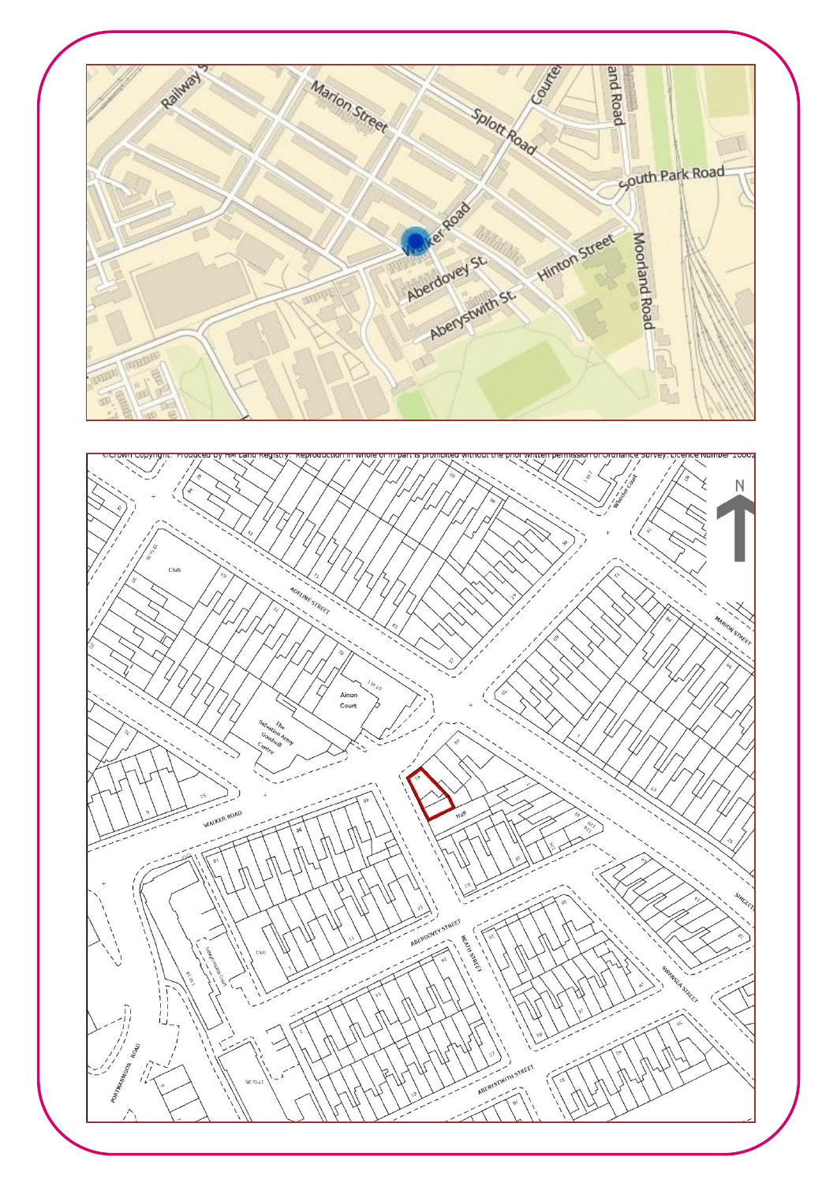Railway St
Marion Street
Splott Road
Courtenay Road
Moorland Road
South Park Road
Walker Road
Aberdovey St.
Hinton Street
Aberystwith St.
Moorland Road

© Crown Copyright. Produced by HM Land Registry. Reproduction in whole or in part is prohibited without the prior written permission of Ordnance Survey. Licence Number 10002

N

Club
Adeline Street
Ainon Court
1 to 10
The Salvation Army Goodwill Centre
Walker Road
Hall
Marion Street
Singleton
Aberdovey Street
Neath Street
Swansea Street
Club
Portmanmoor Road
Aberystwith Street